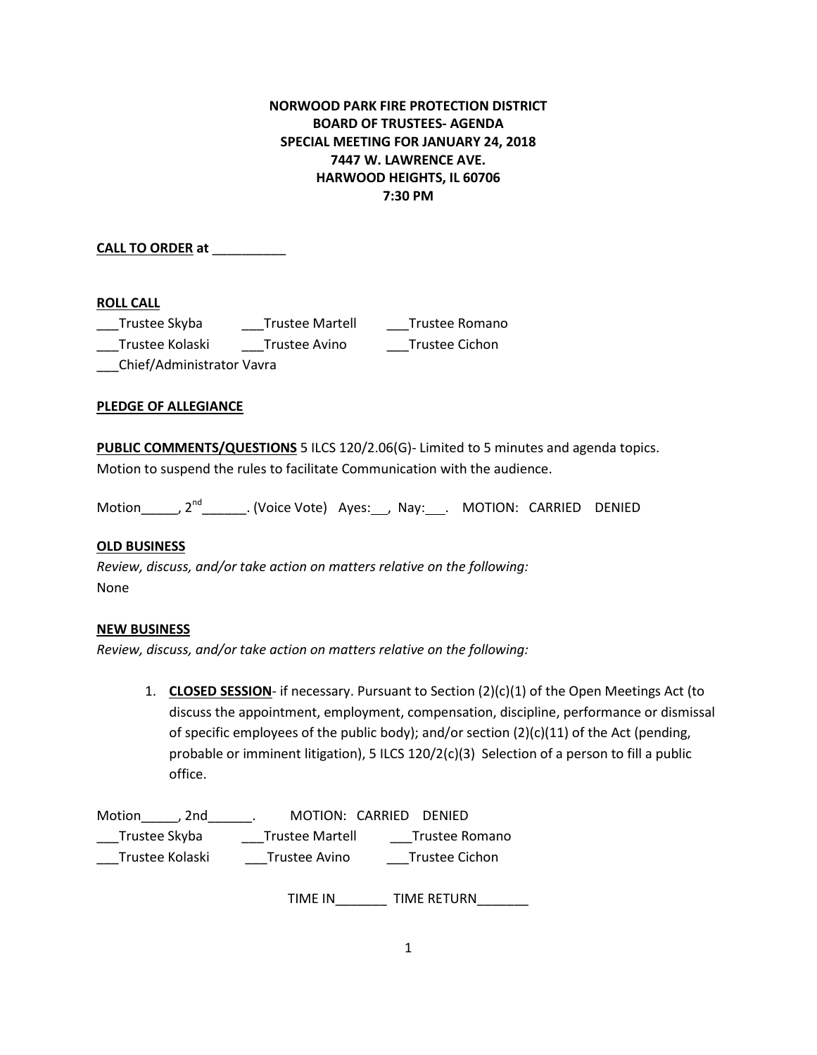**NORWOOD PARK FIRE PROTECTION DISTRICT**
**BOARD OF TRUSTEES- AGENDA**
**SPECIAL MEETING FOR JANUARY 24, 2018**
**7447 W. LAWRENCE AVE.**
**HARWOOD HEIGHTS, IL 60706**
**7:30 PM**

**CALL TO ORDER at** __________

**ROLL CALL**

___Trustee Skyba ___Trustee Martell ___Trustee Romano
___Trustee Kolaski ___Trustee Avino ___Trustee Cichon
___Chief/Administrator Vavra

**PLEDGE OF ALLEGIANCE**

**PUBLIC COMMENTS/QUESTIONS** 5 ILCS 120/2.06(G)- Limited to 5 minutes and agenda topics. Motion to suspend the rules to facilitate Communication with the audience.

Motion_____, 2nd______. (Voice Vote) Ayes:__, Nay:___. MOTION: CARRIED DENIED

**OLD BUSINESS**

*Review, discuss, and/or take action on matters relative on the following:*
None

**NEW BUSINESS**

*Review, discuss, and/or take action on matters relative on the following:*

1. **CLOSED SESSION**- if necessary. Pursuant to Section (2)(c)(1) of the Open Meetings Act (to discuss the appointment, employment, compensation, discipline, performance or dismissal of specific employees of the public body); and/or section (2)(c)(11) of the Act (pending, probable or imminent litigation), 5 ILCS 120/2(c)(3) Selection of a person to fill a public office.

Motion_____, 2nd______. MOTION: CARRIED DENIED
___Trustee Skyba ___Trustee Martell ___Trustee Romano
___Trustee Kolaski ___Trustee Avino ___Trustee Cichon

TIME IN_______ TIME RETURN_______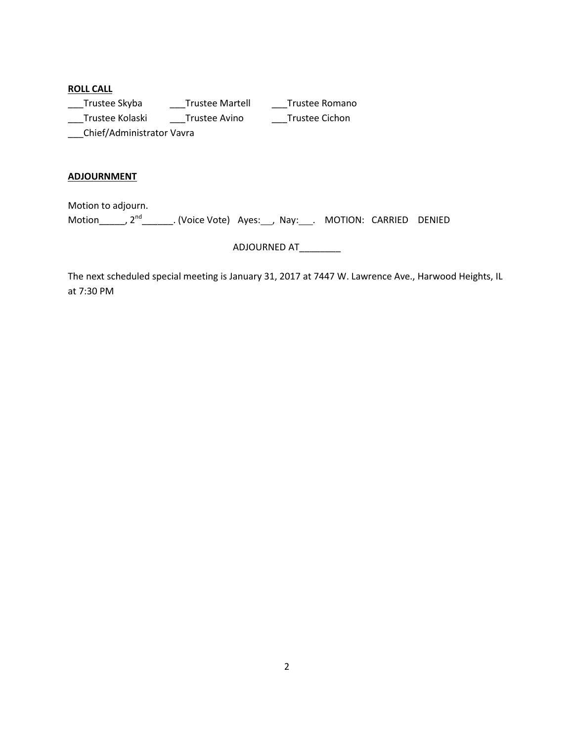**ROLL CALL**

___Trustee Skyba ___Trustee Martell ___Trustee Romano

___Trustee Kolaski ___Trustee Avino ___Trustee Cichon

___Chief/Administrator Vavra

**ADJOURNMENT**

Motion to adjourn.

Motion_____, 2nd______. (Voice Vote) Ayes:__, Nay:___. MOTION: CARRIED DENIED

ADJOURNED AT________

The next scheduled special meeting is January 31, 2017 at 7447 W. Lawrence Ave., Harwood Heights, IL at 7:30 PM